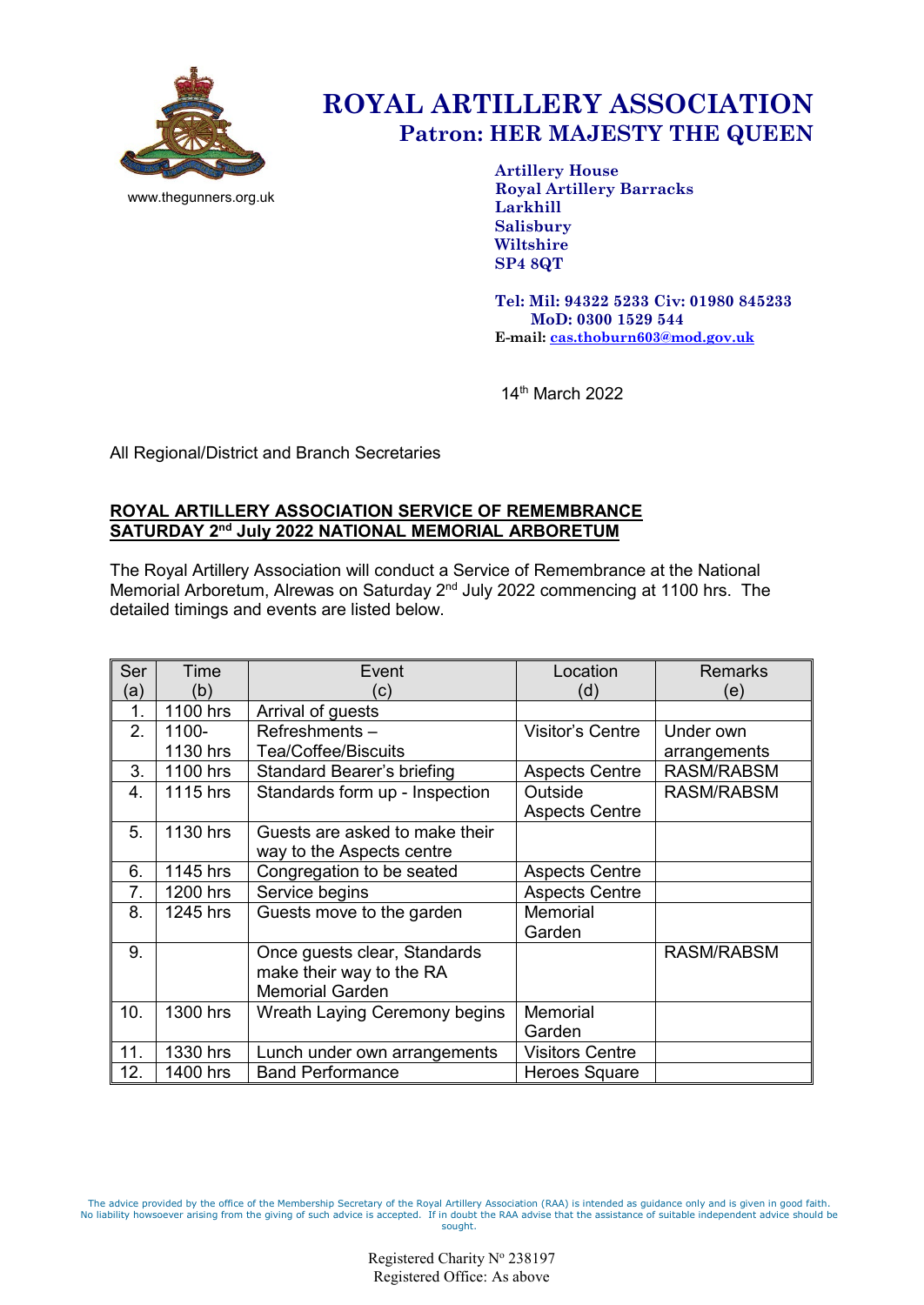www.thegunners.org.uk

# ROYAL ARTILLERY ASSOCIATION
## Patron: HER MAJESTY THE QUEEN

**Artillery House**
**Royal Artillery Barracks**
**Larkhill**
**Salisbury**
**Wiltshire**
**SP4 8QT**

**Tel: Mil: 94322 5233 Civ: 01980 845233**
**MoD: 0300 1529 544**
**E-mail: cas.thoburn603@mod.gov.uk**

14th March 2022

All Regional/District and Branch Secretaries

**ROYAL ARTILLERY ASSOCIATION SERVICE OF REMEMBRANCE**
**SATURDAY 2nd July 2022 NATIONAL MEMORIAL ARBORETUM**

The Royal Artillery Association will conduct a Service of Remembrance at the National Memorial Arboretum, Alrewas on Saturday 2nd July 2022 commencing at 1100 hrs. The detailed timings and events are listed below.

| Ser (a) | Time (b) | Event (c) | Location (d) | Remarks (e) |
|---|---|---|---|---|
| 1. | 1100 hrs | Arrival of guests | | |
| 2. | 1100-1130 hrs | Refreshments – Tea/Coffee/Biscuits | Visitor's Centre | Under own arrangements |
| 3. | 1100 hrs | Standard Bearer's briefing | Aspects Centre | RASM/RABSM |
| 4. | 1115 hrs | Standards form up - Inspection | Outside Aspects Centre | RASM/RABSM |
| 5. | 1130 hrs | Guests are asked to make their way to the Aspects centre | | |
| 6. | 1145 hrs | Congregation to be seated | Aspects Centre | |
| 7. | 1200 hrs | Service begins | Aspects Centre | |
| 8. | 1245 hrs | Guests move to the garden | Memorial Garden | |
| 9. | | Once guests clear, Standards make their way to the RA Memorial Garden | | RASM/RABSM |
| 10. | 1300 hrs | Wreath Laying Ceremony begins | Memorial Garden | |
| 11. | 1330 hrs | Lunch under own arrangements | Visitors Centre | |
| 12. | 1400 hrs | Band Performance | Heroes Square | |

The advice provided by the office of the Membership Secretary of the Royal Artillery Association (RAA) is intended as guidance only and is given in good faith. No liability howsoever arising from the giving of such advice is accepted. If in doubt the RAA advise that the assistance of suitable independent advice should be sought.

Registered Charity No 238197
Registered Office: As above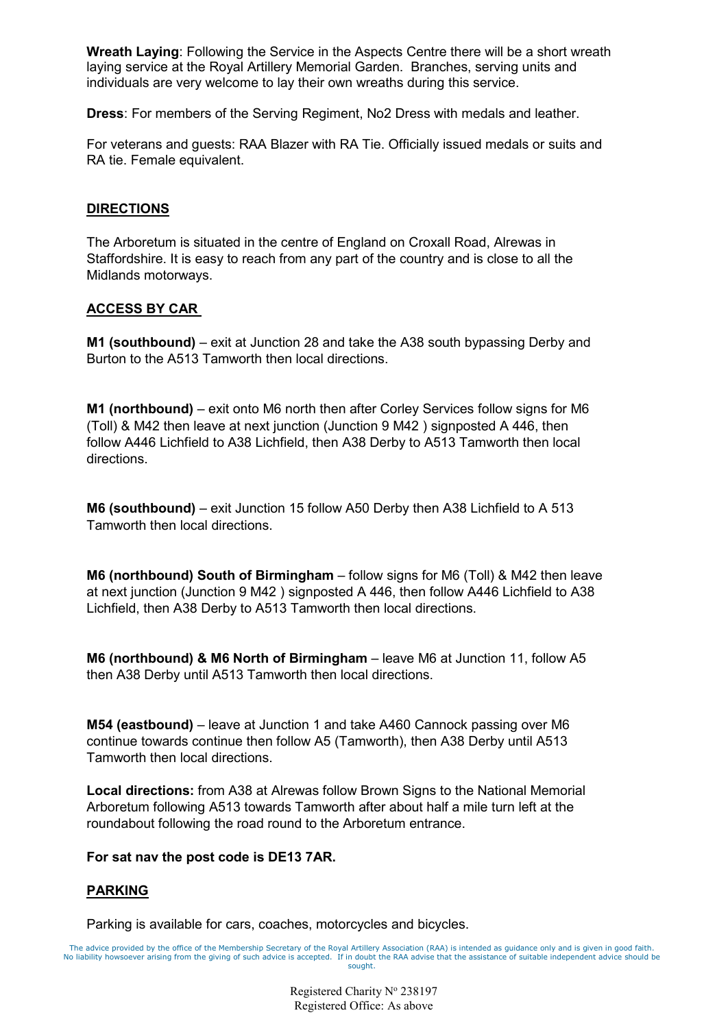**Wreath Laying**: Following the Service in the Aspects Centre there will be a short wreath laying service at the Royal Artillery Memorial Garden. Branches, serving units and individuals are very welcome to lay their own wreaths during this service.

**Dress**: For members of the Serving Regiment, No2 Dress with medals and leather.

For veterans and guests: RAA Blazer with RA Tie. Officially issued medals or suits and RA tie. Female equivalent.

## DIRECTIONS

The Arboretum is situated in the centre of England on Croxall Road, Alrewas in Staffordshire. It is easy to reach from any part of the country and is close to all the Midlands motorways.

## ACCESS BY CAR

**M1 (southbound)** – exit at Junction 28 and take the A38 south bypassing Derby and Burton to the A513 Tamworth then local directions.

**M1 (northbound)** – exit onto M6 north then after Corley Services follow signs for M6 (Toll) & M42 then leave at next junction (Junction 9 M42 ) signposted A 446, then follow A446 Lichfield to A38 Lichfield, then A38 Derby to A513 Tamworth then local directions.

**M6 (southbound)** – exit Junction 15 follow A50 Derby then A38 Lichfield to A 513 Tamworth then local directions.

**M6 (northbound) South of Birmingham** – follow signs for M6 (Toll) & M42 then leave at next junction (Junction 9 M42 ) signposted A 446, then follow A446 Lichfield to A38 Lichfield, then A38 Derby to A513 Tamworth then local directions.

**M6 (northbound) & M6 North of Birmingham** – leave M6 at Junction 11, follow A5 then A38 Derby until A513 Tamworth then local directions.

**M54 (eastbound)** – leave at Junction 1 and take A460 Cannock passing over M6 continue towards continue then follow A5 (Tamworth), then A38 Derby until A513 Tamworth then local directions.

**Local directions:** from A38 at Alrewas follow Brown Signs to the National Memorial Arboretum following A513 towards Tamworth after about half a mile turn left at the roundabout following the road round to the Arboretum entrance.

**For sat nav the post code is DE13 7AR.**

## PARKING

Parking is available for cars, coaches, motorcycles and bicycles.

The advice provided by the office of the Membership Secretary of the Royal Artillery Association (RAA) is intended as guidance only and is given in good faith. No liability howsoever arising from the giving of such advice is accepted. If in doubt the RAA advise that the assistance of suitable independent advice should be sought.

Registered Charity Nº 238197
Registered Office: As above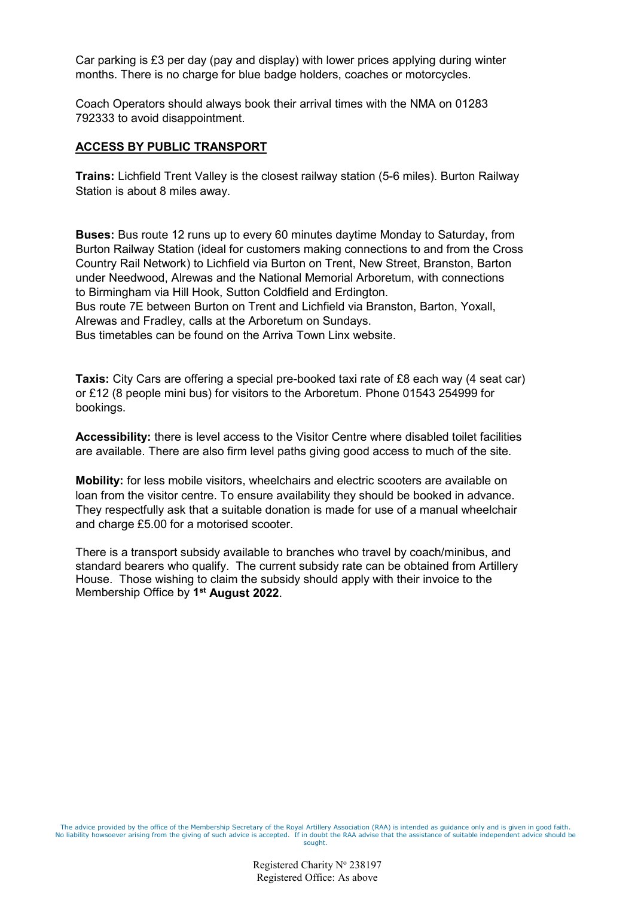Car parking is £3 per day (pay and display) with lower prices applying during winter months. There is no charge for blue badge holders, coaches or motorcycles.

Coach Operators should always book their arrival times with the NMA on 01283 792333 to avoid disappointment.

## ACCESS BY PUBLIC TRANSPORT

**Trains:** Lichfield Trent Valley is the closest railway station (5-6 miles). Burton Railway Station is about 8 miles away.

**Buses:** Bus route 12 runs up to every 60 minutes daytime Monday to Saturday, from Burton Railway Station (ideal for customers making connections to and from the Cross Country Rail Network) to Lichfield via Burton on Trent, New Street, Branston, Barton under Needwood, Alrewas and the National Memorial Arboretum, with connections to Birmingham via Hill Hook, Sutton Coldfield and Erdington.
Bus route 7E between Burton on Trent and Lichfield via Branston, Barton, Yoxall, Alrewas and Fradley, calls at the Arboretum on Sundays.
Bus timetables can be found on the Arriva Town Linx website.

**Taxis:** City Cars are offering a special pre-booked taxi rate of £8 each way (4 seat car) or £12 (8 people mini bus) for visitors to the Arboretum. Phone 01543 254999 for bookings.

**Accessibility:** there is level access to the Visitor Centre where disabled toilet facilities are available. There are also firm level paths giving good access to much of the site.

**Mobility:** for less mobile visitors, wheelchairs and electric scooters are available on loan from the visitor centre. To ensure availability they should be booked in advance. They respectfully ask that a suitable donation is made for use of a manual wheelchair and charge £5.00 for a motorised scooter.

There is a transport subsidy available to branches who travel by coach/minibus, and standard bearers who qualify. The current subsidy rate can be obtained from Artillery House. Those wishing to claim the subsidy should apply with their invoice to the Membership Office by **1st August 2022**.

The advice provided by the office of the Membership Secretary of the Royal Artillery Association (RAA) is intended as guidance only and is given in good faith. No liability howsoever arising from the giving of such advice is accepted. If in doubt the RAA advise that the assistance of suitable independent advice should be sought.

Registered Charity No 238197
Registered Office: As above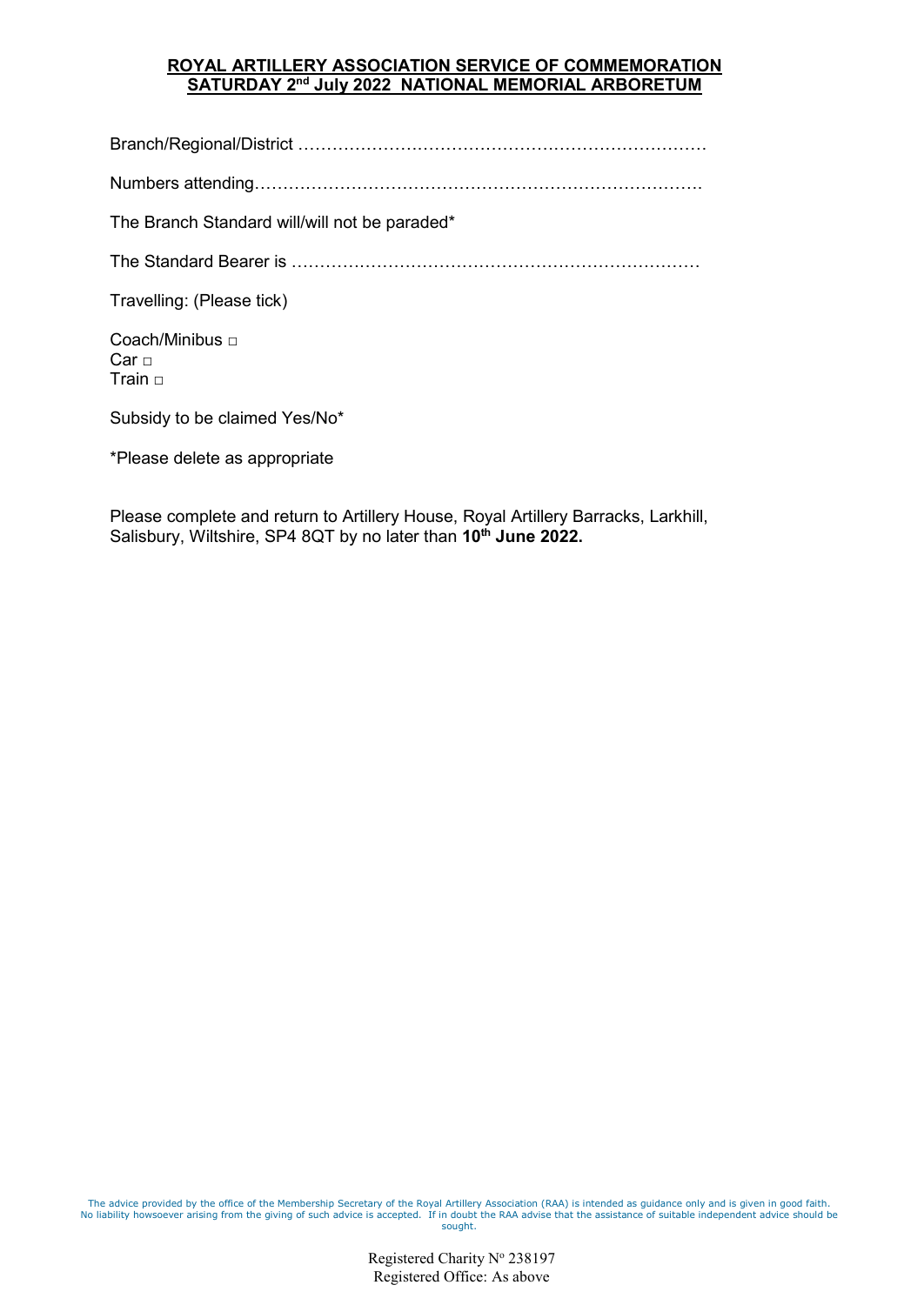**ROYAL ARTILLERY ASSOCIATION SERVICE OF COMMEMORATION**
**SATURDAY 2nd July 2022 NATIONAL MEMORIAL ARBORETUM**

Branch/Regional/District ………………………………………………………………

Numbers attending…………………………………………………………………….

The Branch Standard will/will not be paraded*

The Standard Bearer is ………………………………………………………………

Travelling: (Please tick)

Coach/Minibus □
Car □
Train □

Subsidy to be claimed Yes/No*

*Please delete as appropriate

Please complete and return to Artillery House, Royal Artillery Barracks, Larkhill, Salisbury, Wiltshire, SP4 8QT by no later than **10th June 2022.**

The advice provided by the office of the Membership Secretary of the Royal Artillery Association (RAA) is intended as guidance only and is given in good faith. No liability howsoever arising from the giving of such advice is accepted. If in doubt the RAA advise that the assistance of suitable independent advice should be sought.

Registered Charity No 238197
Registered Office: As above